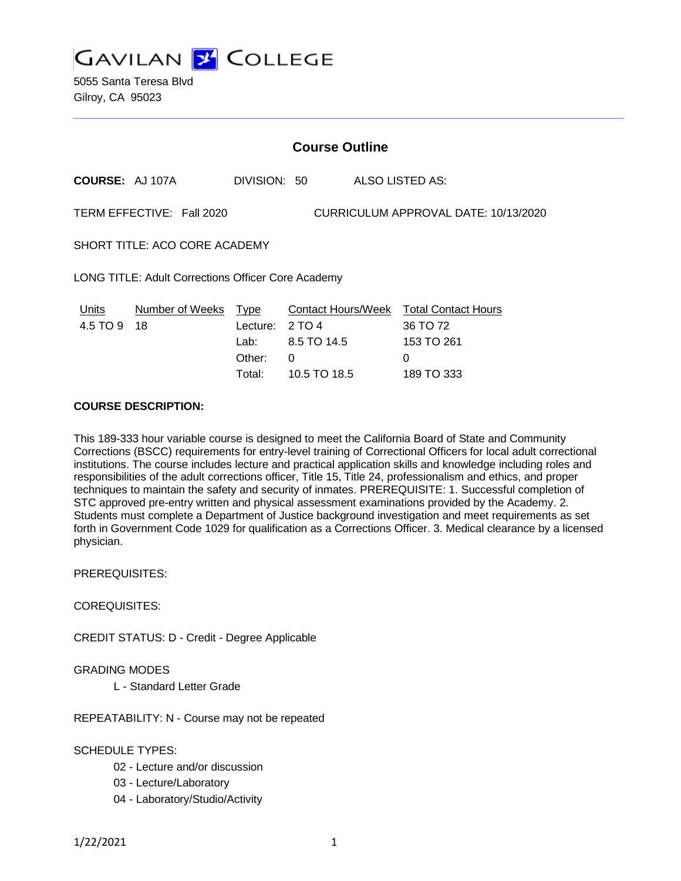# GAVILAN COLLEGE

5055 Santa Teresa Blvd
Gilroy, CA 95023

## Course Outline

**COURSE:** AJ 107A DIVISION: 50 ALSO LISTED AS:

TERM EFFECTIVE: Fall 2020 CURRICULUM APPROVAL DATE: 10/13/2020

SHORT TITLE: ACO CORE ACADEMY

LONG TITLE: Adult Corrections Officer Core Academy

| Units | Number of Weeks | Type | Contact Hours/Week | Total Contact Hours |
|---|---|---|---|---|
| 4.5 TO 9 | 18 | Lecture: | 2 TO 4 | 36 TO 72 |
| | | Lab: | 8.5 TO 14.5 | 153 TO 261 |
| | | Other: | 0 | 0 |
| | | Total: | 10.5 TO 18.5 | 189 TO 333 |

**COURSE DESCRIPTION:**

This 189-333 hour variable course is designed to meet the California Board of State and Community Corrections (BSCC) requirements for entry-level training of Correctional Officers for local adult correctional institutions. The course includes lecture and practical application skills and knowledge including roles and responsibilities of the adult corrections officer, Title 15, Title 24, professionalism and ethics, and proper techniques to maintain the safety and security of inmates. PREREQUISITE: 1. Successful completion of STC approved pre-entry written and physical assessment examinations provided by the Academy. 2. Students must complete a Department of Justice background investigation and meet requirements as set forth in Government Code 1029 for qualification as a Corrections Officer. 3. Medical clearance by a licensed physician.

PREREQUISITES:

COREQUISITES:

CREDIT STATUS: D - Credit - Degree Applicable

GRADING MODES

L - Standard Letter Grade

REPEATABILITY: N - Course may not be repeated

SCHEDULE TYPES:

02 - Lecture and/or discussion
03 - Lecture/Laboratory
04 - Laboratory/Studio/Activity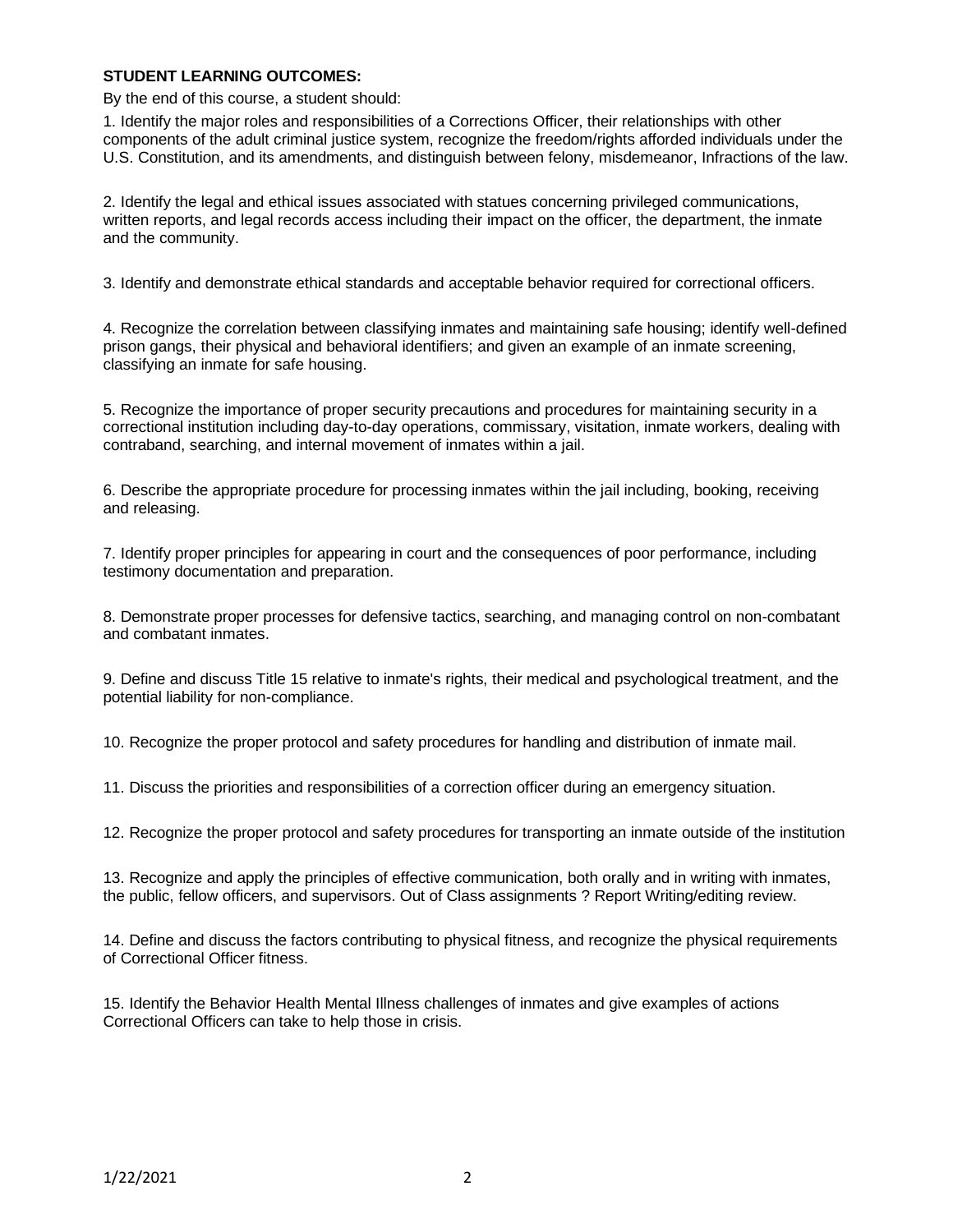**STUDENT LEARNING OUTCOMES:**

By the end of this course, a student should:

1. Identify the major roles and responsibilities of a Corrections Officer, their relationships with other components of the adult criminal justice system, recognize the freedom/rights afforded individuals under the U.S. Constitution, and its amendments, and distinguish between felony, misdemeanor, Infractions of the law.

2. Identify the legal and ethical issues associated with statues concerning privileged communications, written reports, and legal records access including their impact on the officer, the department, the inmate and the community.

3. Identify and demonstrate ethical standards and acceptable behavior required for correctional officers.

4. Recognize the correlation between classifying inmates and maintaining safe housing; identify well-defined prison gangs, their physical and behavioral identifiers; and given an example of an inmate screening, classifying an inmate for safe housing.

5. Recognize the importance of proper security precautions and procedures for maintaining security in a correctional institution including day-to-day operations, commissary, visitation, inmate workers, dealing with contraband, searching, and internal movement of inmates within a jail.

6. Describe the appropriate procedure for processing inmates within the jail including, booking, receiving and releasing.

7. Identify proper principles for appearing in court and the consequences of poor performance, including testimony documentation and preparation.

8. Demonstrate proper processes for defensive tactics, searching, and managing control on non-combatant and combatant inmates.

9. Define and discuss Title 15 relative to inmate's rights, their medical and psychological treatment, and the potential liability for non-compliance.

10. Recognize the proper protocol and safety procedures for handling and distribution of inmate mail.

11. Discuss the priorities and responsibilities of a correction officer during an emergency situation.

12. Recognize the proper protocol and safety procedures for transporting an inmate outside of the institution

13. Recognize and apply the principles of effective communication, both orally and in writing with inmates, the public, fellow officers, and supervisors. Out of Class assignments ? Report Writing/editing review.

14. Define and discuss the factors contributing to physical fitness, and recognize the physical requirements of Correctional Officer fitness.

15. Identify the Behavior Health Mental Illness challenges of inmates and give examples of actions Correctional Officers can take to help those in crisis.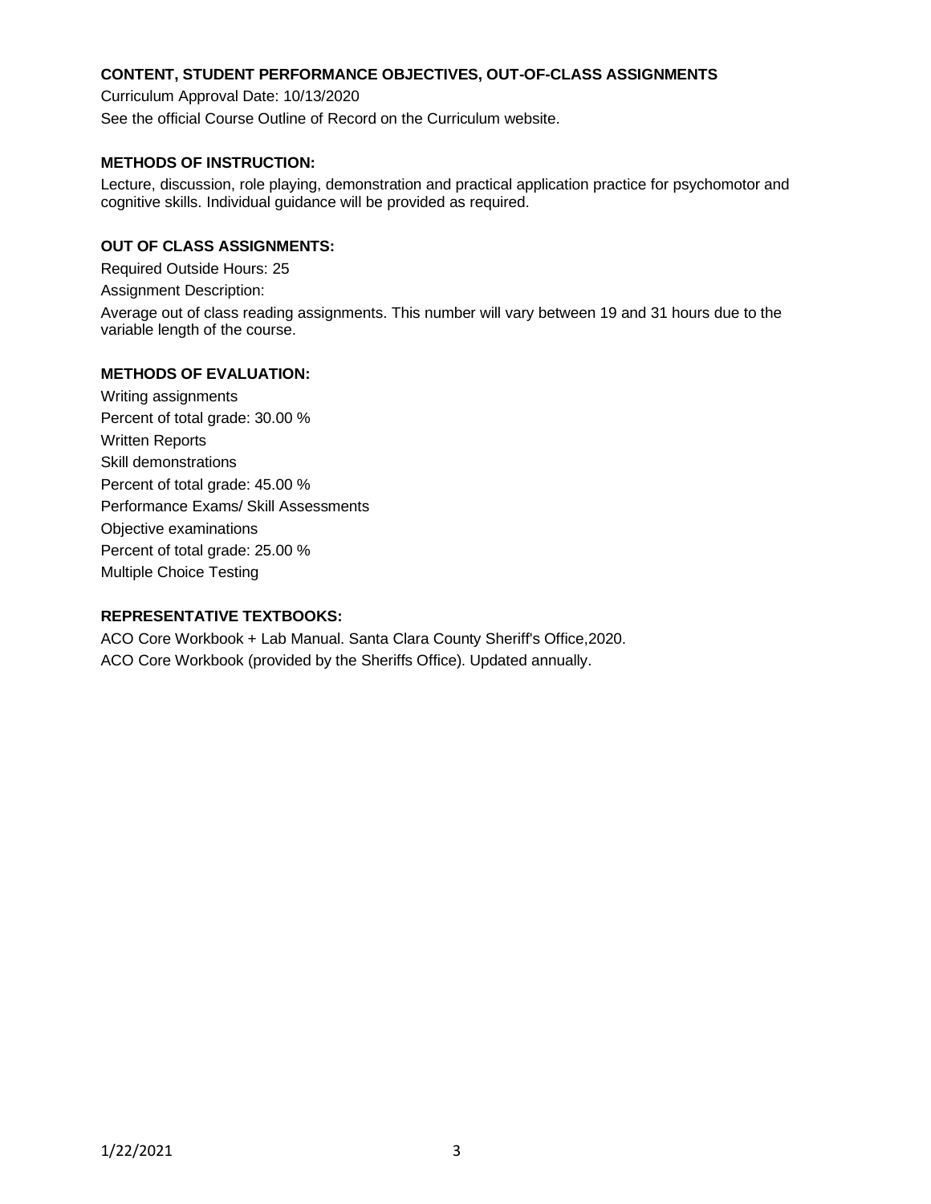## CONTENT, STUDENT PERFORMANCE OBJECTIVES, OUT-OF-CLASS ASSIGNMENTS

Curriculum Approval Date: 10/13/2020

See the official Course Outline of Record on the Curriculum website.

## METHODS OF INSTRUCTION:

Lecture, discussion, role playing, demonstration and practical application practice for psychomotor and cognitive skills. Individual guidance will be provided as required.

## OUT OF CLASS ASSIGNMENTS:

Required Outside Hours: 25

Assignment Description:

Average out of class reading assignments. This number will vary between 19 and 31 hours due to the variable length of the course.

## METHODS OF EVALUATION:

Writing assignments

Percent of total grade: 30.00 %

Written Reports

Skill demonstrations

Percent of total grade: 45.00 %

Performance Exams/ Skill Assessments

Objective examinations

Percent of total grade: 25.00 %

Multiple Choice Testing

## REPRESENTATIVE TEXTBOOKS:

ACO Core Workbook + Lab Manual. Santa Clara County Sheriff's Office,2020.

ACO Core Workbook (provided by the Sheriffs Office). Updated annually.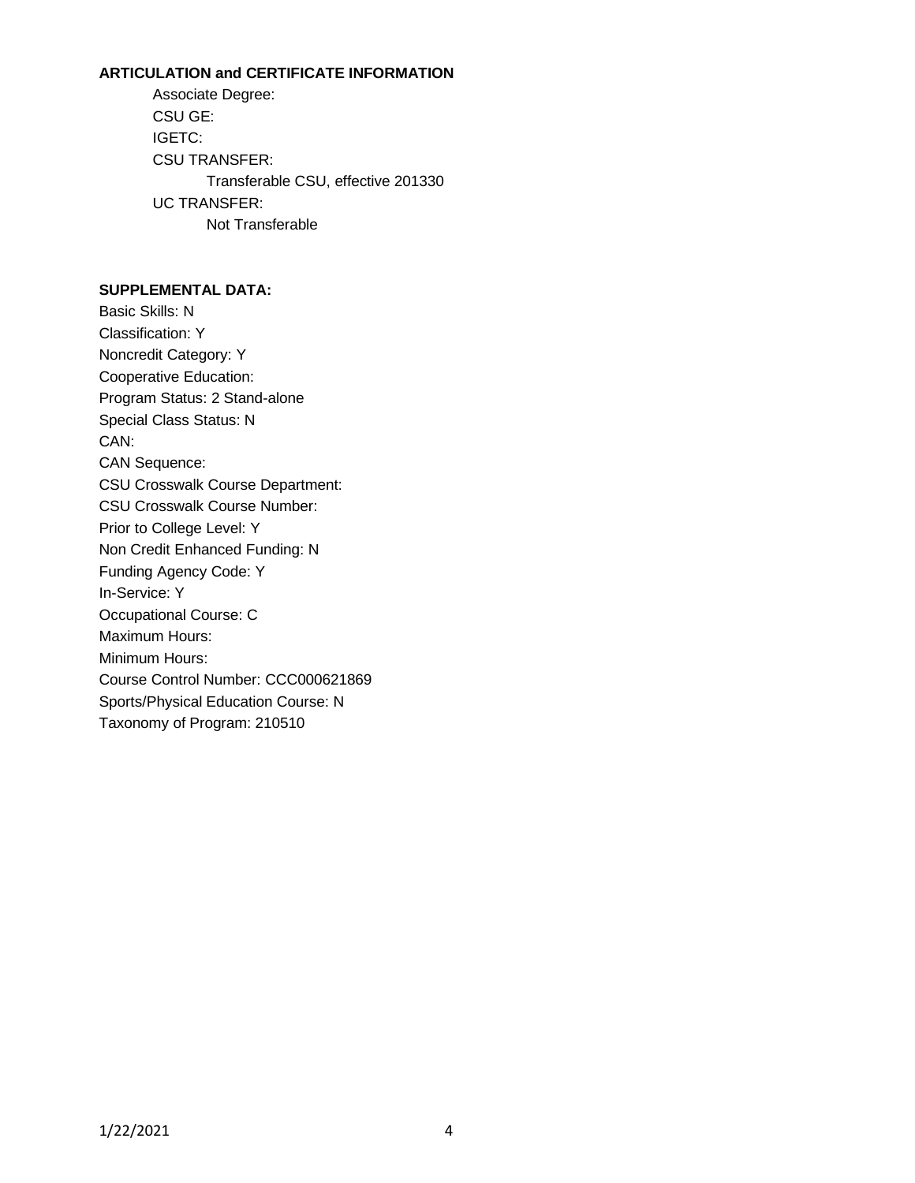**ARTICULATION and CERTIFICATE INFORMATION**

Associate Degree:

CSU GE:

IGETC:

CSU TRANSFER:

Transferable CSU, effective 201330

UC TRANSFER:

Not Transferable

**SUPPLEMENTAL DATA:**

Basic Skills: N

Classification: Y

Noncredit Category: Y

Cooperative Education:

Program Status: 2 Stand-alone

Special Class Status: N

CAN:

CAN Sequence:

CSU Crosswalk Course Department:

CSU Crosswalk Course Number:

Prior to College Level: Y

Non Credit Enhanced Funding: N

Funding Agency Code: Y

In-Service: Y

Occupational Course: C

Maximum Hours:

Minimum Hours:

Course Control Number: CCC000621869

Sports/Physical Education Course: N

Taxonomy of Program: 210510